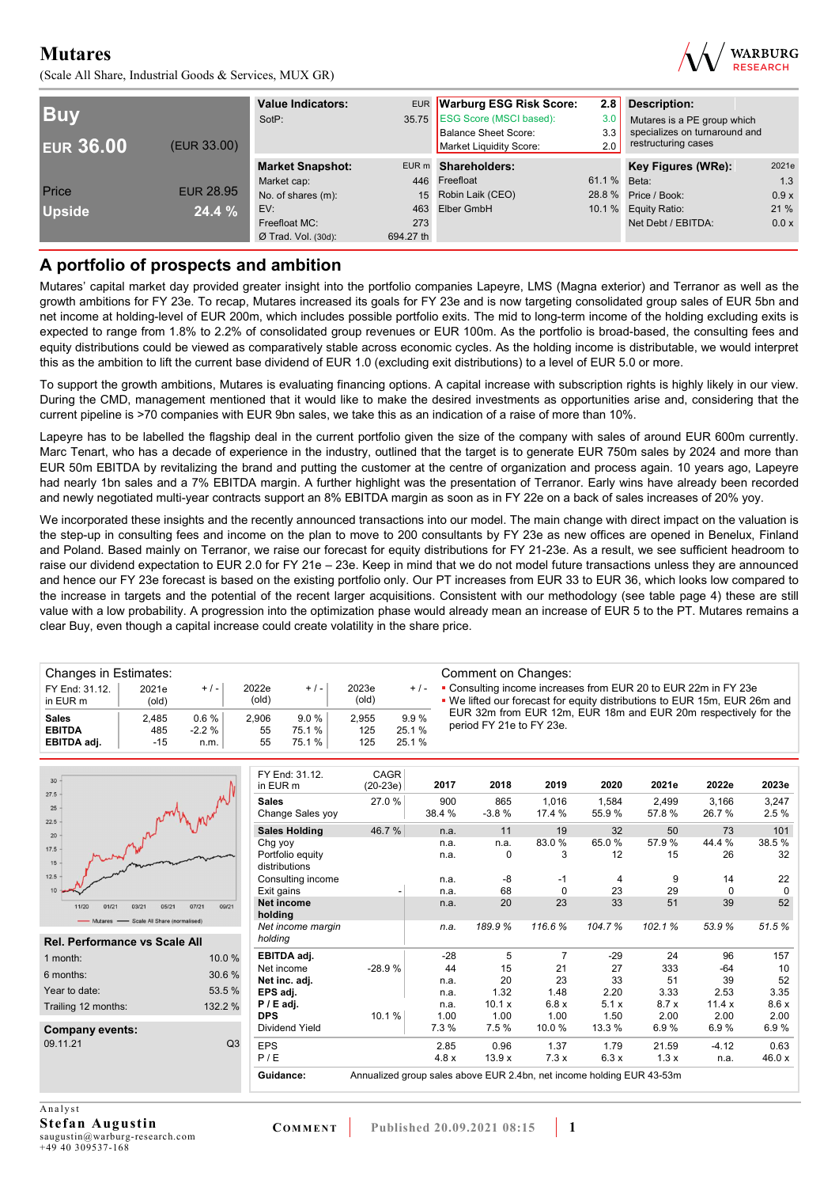# Mutares

(Scale All Share, Industrial Goods & Services, MUX GR)

| | |
|---|---|
| **Buy** | |
| **EUR 36.00** | (EUR 33.00) |
| Price | EUR 28.95 |
| **Upside** | **24.4 %** |

| **Value Indicators:** | EUR |
|---|---|
| SotP: | 35.75 |

| **Warburg ESG Risk Score:** | **2.8** |
|---|---|
| ESG Score (MSCI based): | 3.0 |
| Balance Sheet Score: | 3.3 |
| Market Liquidity Score: | 2.0 |

**Description:**
Mutares is a PE group which specializes on turnaround and restructuring cases

| **Market Snapshot:** | EUR m |
|---|---|
| Market cap: | 446 |
| No. of shares (m): | 15 |
| EV: | 463 |
| Freefloat MC: | 273 |
| Ø Trad. Vol. (30d): | 694.27 th |

| **Shareholders:** | |
|---|---|
| Freefloat | 61.1 % |
| Robin Laik (CEO) | 28.8 % |
| Elber GmbH | 10.1 % |

| **Key Figures (WRe):** | 2021e |
|---|---|
| Beta: | 1.3 |
| Price / Book: | 0.9 x |
| Equity Ratio: | 21 % |
| Net Debt / EBITDA: | 0.0 x |

## A portfolio of prospects and ambition

Mutares' capital market day provided greater insight into the portfolio companies Lapeyre, LMS (Magna exterior) and Terranor as well as the growth ambitions for FY 23e. To recap, Mutares increased its goals for FY 23e and is now targeting consolidated group sales of EUR 5bn and net income at holding-level of EUR 200m, which includes possible portfolio exits. The mid to long-term income of the holding excluding exits is expected to range from 1.8% to 2.2% of consolidated group revenues or EUR 100m. As the portfolio is broad-based, the consulting fees and equity distributions could be viewed as comparatively stable across economic cycles. As the holding income is distributable, we would interpret this as the ambition to lift the current base dividend of EUR 1.0 (excluding exit distributions) to a level of EUR 5.0 or more.

To support the growth ambitions, Mutares is evaluating financing options. A capital increase with subscription rights is highly likely in our view. During the CMD, management mentioned that it would like to make the desired investments as opportunities arise and, considering that the current pipeline is >70 companies with EUR 9bn sales, we take this as an indication of a raise of more than 10%.

Lapeyre has to be labelled the flagship deal in the current portfolio given the size of the company with sales of around EUR 600m currently. Marc Tenart, who has a decade of experience in the industry, outlined that the target is to generate EUR 750m sales by 2024 and more than EUR 50m EBITDA by revitalizing the brand and putting the customer at the centre of organization and process again. 10 years ago, Lapeyre had nearly 1bn sales and a 7% EBITDA margin. A further highlight was the presentation of Terranor. Early wins have already been recorded and newly negotiated multi-year contracts support an 8% EBITDA margin as soon as in FY 22e on a back of sales increases of 20% yoy.

We incorporated these insights and the recently announced transactions into our model. The main change with direct impact on the valuation is the step-up in consulting fees and income on the plan to move to 200 consultants by FY 23e as new offices are opened in Benelux, Finland and Poland. Based mainly on Terranor, we raise our forecast for equity distributions for FY 21-23e. As a result, we see sufficient headroom to raise our dividend expectation to EUR 2.0 for FY 21e – 23e. Keep in mind that we do not model future transactions unless they are announced and hence our FY 23e forecast is based on the existing portfolio only. Our PT increases from EUR 33 to EUR 36, which looks low compared to the increase in targets and the potential of the recent larger acquisitions. Consistent with our methodology (see table page 4) these are still value with a low probability. A progression into the optimization phase would already mean an increase of EUR 5 to the PT. Mutares remains a clear Buy, even though a capital increase could create volatility in the share price.

| Changes in Estimates: FY End: 31.12. in EUR m | 2021e (old) | + / - | 2022e (old) | + / - | 2023e (old) | + / - |
|---|---|---|---|---|---|---|
| **Sales** | 2,485 | 0.6 % | 2,906 | 9.0 % | 2,955 | 9.9 % |
| **EBITDA** | 485 | -2.2 % | 55 | 75.1 % | 125 | 25.1 % |
| **EBITDA adj.** | -15 | n.m. | 55 | 75.1 % | 125 | 25.1 % |

Comment on Changes:

- Consulting income increases from EUR 20 to EUR 22m in FY 23e
- We lifted our forecast for equity distributions to EUR 15m, EUR 26m and EUR 32m from EUR 12m, EUR 18m and EUR 20m respectively for the period FY 21e to FY 23e.

| **Rel. Performance vs Scale All** | |
|---|---|
| 1 month: | 10.0 % |
| 6 months: | 30.6 % |
| Year to date: | 53.5 % |
| Trailing 12 months: | 132.2 % |

| **Company events:** | |
|---|---|
| 09.11.21 | Q3 |

| FY End: 31.12. in EUR m | CAGR (20-23e) | 2017 | 2018 | 2019 | 2020 | 2021e | 2022e | 2023e |
|---|---|---|---|---|---|---|---|---|
| **Sales** | 27.0 % | 900 | 865 | 1,016 | 1,584 | 2,499 | 3,166 | 3,247 |
| Change Sales yoy | | 38.4 % | -3.8 % | 17.4 % | 55.9 % | 57.8 % | 26.7 % | 2.5 % |
| **Sales Holding** | 46.7 % | n.a. | 11 | 19 | 32 | 50 | 73 | 101 |
| Chg yoy | | n.a. | n.a. | 83.0 % | 65.0 % | 57.9 % | 44.4 % | 38.5 % |
| Portfolio equity distributions | | n.a. | 0 | 3 | 12 | 15 | 26 | 32 |
| Consulting income | | n.a. | -8 | -1 | 4 | 9 | 14 | 22 |
| Exit gains | - | n.a. | 68 | 0 | 23 | 29 | 0 | 0 |
| **Net income holding** | | n.a. | 20 | 23 | 33 | 51 | 39 | 52 |
| *Net income margin holding* | | *n.a.* | *189.9 %* | *116.6 %* | *104.7 %* | *102.1 %* | *53.9 %* | *51.5 %* |
| **EBITDA adj.** | | -28 | 5 | 7 | -29 | 24 | 96 | 157 |
| Net income | -28.9 % | 44 | 15 | 21 | 27 | 333 | -64 | 10 |
| **Net inc. adj.** | | n.a. | 20 | 23 | 33 | 51 | 39 | 52 |
| **EPS adj.** | | n.a. | 1.32 | 1.48 | 2.20 | 3.33 | 2.53 | 3.35 |
| **P / E adj.** | | n.a. | 10.1 x | 6.8 x | 5.1 x | 8.7 x | 11.4 x | 8.6 x |
| **DPS** | 10.1 % | 1.00 | 1.00 | 1.00 | 1.50 | 2.00 | 2.00 | 2.00 |
| Dividend Yield | | 7.3 % | 7.5 % | 10.0 % | 13.3 % | 6.9 % | 6.9 % | 6.9 % |
| EPS | | 2.85 | 0.96 | 1.37 | 1.79 | 21.59 | -4.12 | 0.63 |
| P / E | | 4.8 x | 13.9 x | 7.3 x | 6.3 x | 1.3 x | n.a. | 46.0 x |

**Guidance:** Annualized group sales above EUR 2.4bn, net income holding EUR 43-53m

Analyst
**Stefan Augustin**
saugustin@warburg-research.com
+49 40 309537-168

COMMENT | Published 20.09.2021 08:15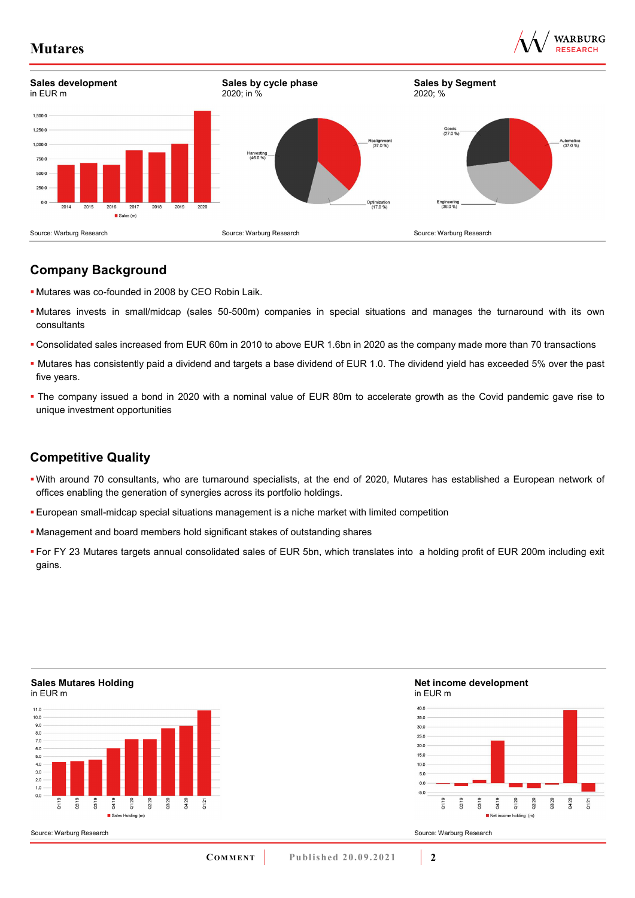**Sales development**
in EUR m

Source: Warburg Research

**Sales by cycle phase**
2020; in %

Source: Warburg Research

**Sales by Segment**
2020; %

Source: Warburg Research

## Company Background

- Mutares was co-founded in 2008 by CEO Robin Laik.
- Mutares invests in small/midcap (sales 50-500m) companies in special situations and manages the turnaround with its own consultants
- Consolidated sales increased from EUR 60m in 2010 to above EUR 1.6bn in 2020 as the company made more than 70 transactions
- Mutares has consistently paid a dividend and targets a base dividend of EUR 1.0. The dividend yield has exceeded 5% over the past five years.
- The company issued a bond in 2020 with a nominal value of EUR 80m to accelerate growth as the Covid pandemic gave rise to unique investment opportunities

## Competitive Quality

- With around 70 consultants, who are turnaround specialists, at the end of 2020, Mutares has established a European network of offices enabling the generation of synergies across its portfolio holdings.
- European small-midcap special situations management is a niche market with limited competition
- Management and board members hold significant stakes of outstanding shares
- For FY 23 Mutares targets annual consolidated sales of EUR 5bn, which translates into a holding profit of EUR 200m including exit gains.

**Sales Mutares Holding**
in EUR m

Source: Warburg Research

**Net income development**
in EUR m

Source: Warburg Research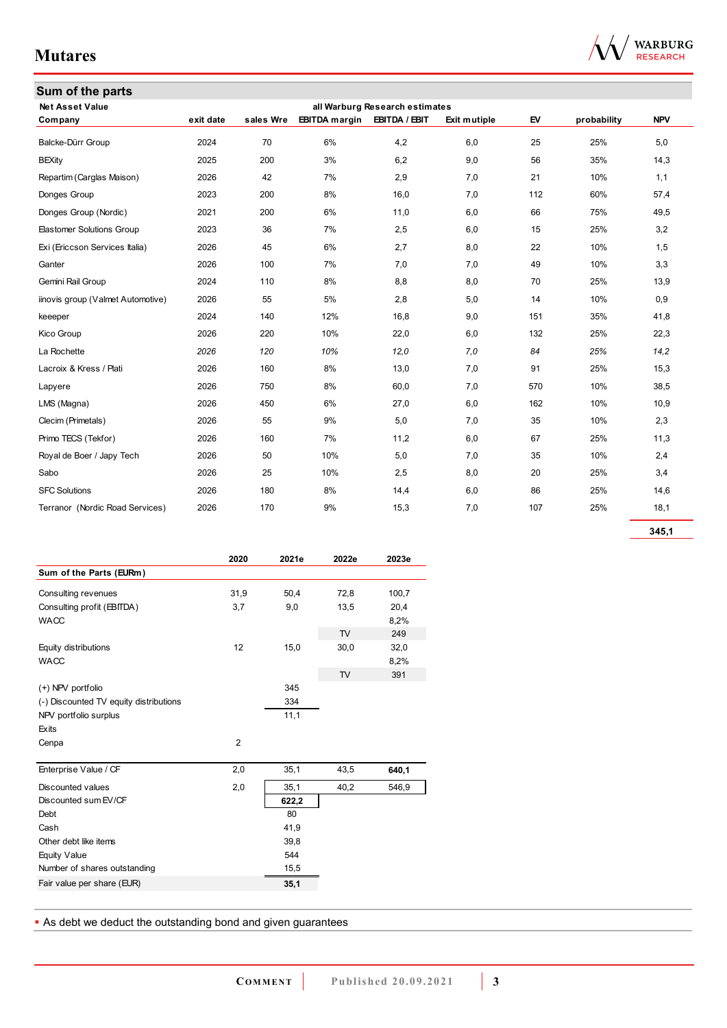## Sum of the parts

| Net Asset Value | | | all Warburg Research estimates | | | | | |
|---|---|---|---|---|---|---|---|---|
| **Company** | **exit date** | **sales Wre** | **EBITDA margin** | **EBITDA / EBIT** | **Exit mutiple** | **EV** | **probability** | **NPV** |
| Balcke-Dürr Group | 2024 | 70 | 6% | 4,2 | 6,0 | 25 | 25% | 5,0 |
| BEXity | 2025 | 200 | 3% | 6,2 | 9,0 | 56 | 35% | 14,3 |
| Repartim (Carglas Maison) | 2026 | 42 | 7% | 2,9 | 7,0 | 21 | 10% | 1,1 |
| Donges Group | 2023 | 200 | 8% | 16,0 | 7,0 | 112 | 60% | 57,4 |
| Donges Group (Nordic) | 2021 | 200 | 6% | 11,0 | 6,0 | 66 | 75% | 49,5 |
| Elastomer Solutions Group | 2023 | 36 | 7% | 2,5 | 6,0 | 15 | 25% | 3,2 |
| Exi (Ericcson Services Italia) | 2026 | 45 | 6% | 2,7 | 8,0 | 22 | 10% | 1,5 |
| Ganter | 2026 | 100 | 7% | 7,0 | 7,0 | 49 | 10% | 3,3 |
| Gemini Rail Group | 2024 | 110 | 8% | 8,8 | 8,0 | 70 | 25% | 13,9 |
| iinovis group (Valmet Automotive) | 2026 | 55 | 5% | 2,8 | 5,0 | 14 | 10% | 0,9 |
| keeeper | 2024 | 140 | 12% | 16,8 | 9,0 | 151 | 35% | 41,8 |
| Kico Group | 2026 | 220 | 10% | 22,0 | 6,0 | 132 | 25% | 22,3 |
| La Rochette | *2026* | *120* | *10%* | *12,0* | *7,0* | *84* | *25%* | *14,2* |
| Lacroix & Kress / Plati | 2026 | 160 | 8% | 13,0 | 7,0 | 91 | 25% | 15,3 |
| Lapyere | 2026 | 750 | 8% | 60,0 | 7,0 | 570 | 10% | 38,5 |
| LMS (Magna) | 2026 | 450 | 6% | 27,0 | 6,0 | 162 | 10% | 10,9 |
| Clecim (Primetals) | 2026 | 55 | 9% | 5,0 | 7,0 | 35 | 10% | 2,3 |
| Primo TECS (Tekfor) | 2026 | 160 | 7% | 11,2 | 6,0 | 67 | 25% | 11,3 |
| Royal de Boer / Japy Tech | 2026 | 50 | 10% | 5,0 | 7,0 | 35 | 10% | 2,4 |
| Sabo | 2026 | 25 | 10% | 2,5 | 8,0 | 20 | 25% | 3,4 |
| SFC Solutions | 2026 | 180 | 8% | 14,4 | 6,0 | 86 | 25% | 14,6 |
| Terranor (Nordic Road Services) | 2026 | 170 | 9% | 15,3 | 7,0 | 107 | 25% | 18,1 |
| | | | | | | | | **345,1** |

| Sum of the Parts (EURm) | 2020 | 2021e | 2022e | 2023e |
|---|---|---|---|---|
| Consulting revenues | 31,9 | 50,4 | 72,8 | 100,7 |
| Consulting profit (EBITDA) | 3,7 | 9,0 | 13,5 | 20,4 |
| WACC | | | | 8,2% |
| | | | TV | 249 |
| Equity distributions | 12 | 15,0 | 30,0 | 32,0 |
| WACC | | | | 8,2% |
| | | | TV | 391 |
| (+) NPV portfolio | | 345 | | |
| (-) Discounted TV equity distributions | | 334 | | |
| NPV portfolio surplus | | 11,1 | | |
| Exits | | | | |
| Cenpa | 2 | | | |
| Enterprise Value / CF | 2,0 | 35,1 | 43,5 | **640,1** |
| Discounted values | 2,0 | 35,1 | 40,2 | 546,9 |
| Discounted sum EV/CF | | **622,2** | | |
| Debt | | 80 | | |
| Cash | | 41,9 | | |
| Other debt like items | | 39,8 | | |
| Equity Value | | 544 | | |
| Number of shares outstanding | | 15,5 | | |
| Fair value per share (EUR) | | **35,1** | | |

- As debt we deduct the outstanding bond and given guarantees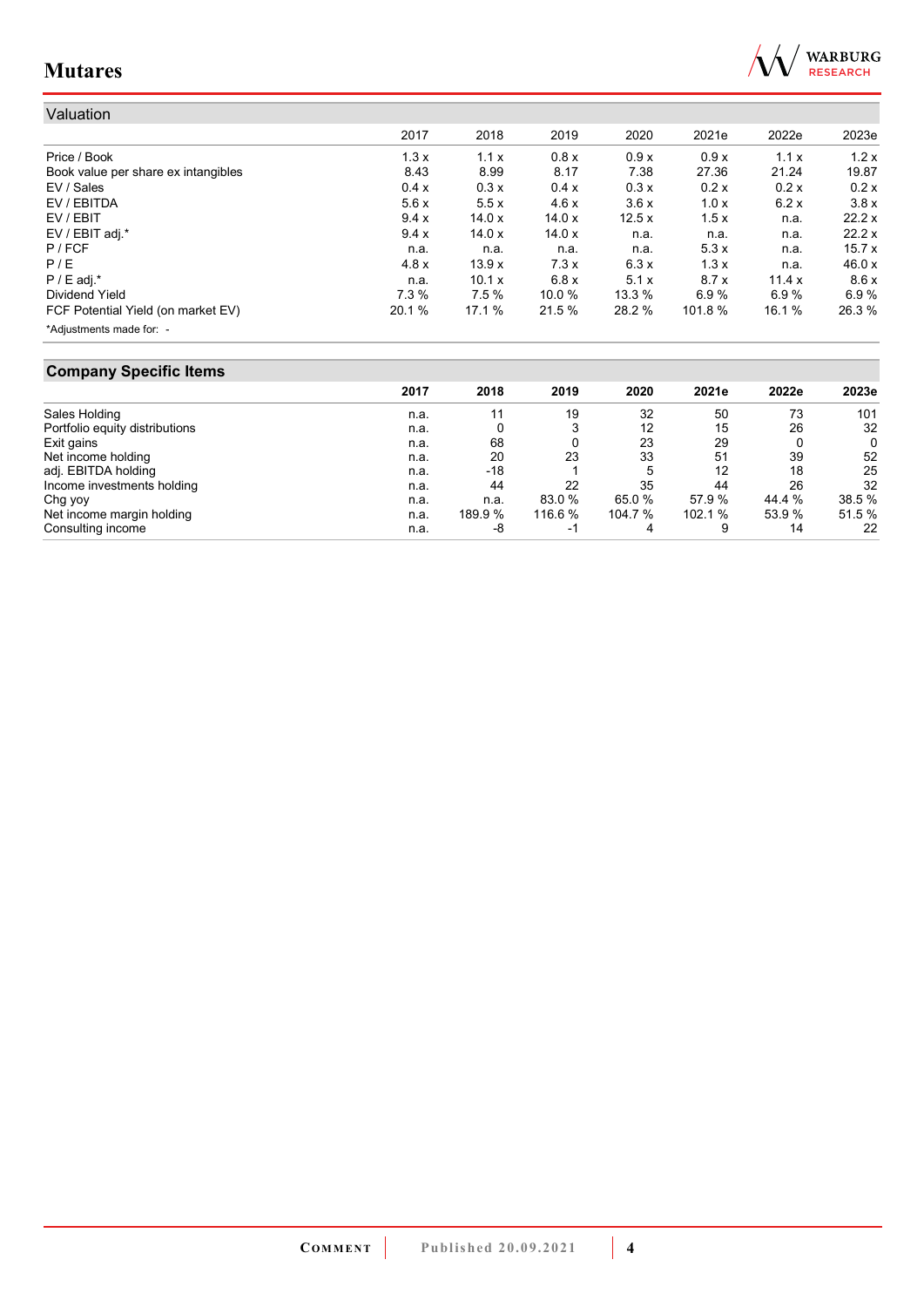## Valuation

| | 2017 | 2018 | 2019 | 2020 | 2021e | 2022e | 2023e |
|---|---|---|---|---|---|---|---|
| Price / Book | 1.3 x | 1.1 x | 0.8 x | 0.9 x | 0.9 x | 1.1 x | 1.2 x |
| Book value per share ex intangibles | 8.43 | 8.99 | 8.17 | 7.38 | 27.36 | 21.24 | 19.87 |
| EV / Sales | 0.4 x | 0.3 x | 0.4 x | 0.3 x | 0.2 x | 0.2 x | 0.2 x |
| EV / EBITDA | 5.6 x | 5.5 x | 4.6 x | 3.6 x | 1.0 x | 6.2 x | 3.8 x |
| EV / EBIT | 9.4 x | 14.0 x | 14.0 x | 12.5 x | 1.5 x | n.a. | 22.2 x |
| EV / EBIT adj.* | 9.4 x | 14.0 x | 14.0 x | n.a. | n.a. | n.a. | 22.2 x |
| P / FCF | n.a. | n.a. | n.a. | n.a. | 5.3 x | n.a. | 15.7 x |
| P / E | 4.8 x | 13.9 x | 7.3 x | 6.3 x | 1.3 x | n.a. | 46.0 x |
| P / E adj.* | n.a. | 10.1 x | 6.8 x | 5.1 x | 8.7 x | 11.4 x | 8.6 x |
| Dividend Yield | 7.3 % | 7.5 % | 10.0 % | 13.3 % | 6.9 % | 6.9 % | 6.9 % |
| FCF Potential Yield (on market EV) | 20.1 % | 17.1 % | 21.5 % | 28.2 % | 101.8 % | 16.1 % | 26.3 % |

*Adjustments made for: -

## Company Specific Items

| | 2017 | 2018 | 2019 | 2020 | 2021e | 2022e | 2023e |
|---|---|---|---|---|---|---|---|
| Sales Holding | n.a. | 11 | 19 | 32 | 50 | 73 | 101 |
| Portfolio equity distributions | n.a. | 0 | 3 | 12 | 15 | 26 | 32 |
| Exit gains | n.a. | 68 | 0 | 23 | 29 | 0 | 0 |
| Net income holding | n.a. | 20 | 23 | 33 | 51 | 39 | 52 |
| adj. EBITDA holding | n.a. | -18 | 1 | 5 | 12 | 18 | 25 |
| Income investments holding | n.a. | 44 | 22 | 35 | 44 | 26 | 32 |
| Chg yoy | n.a. | n.a. | 83.0 % | 65.0 % | 57.9 % | 44.4 % | 38.5 % |
| Net income margin holding | n.a. | 189.9 % | 116.6 % | 104.7 % | 102.1 % | 53.9 % | 51.5 % |
| Consulting income | n.a. | -8 | -1 | 4 | 9 | 14 | 22 |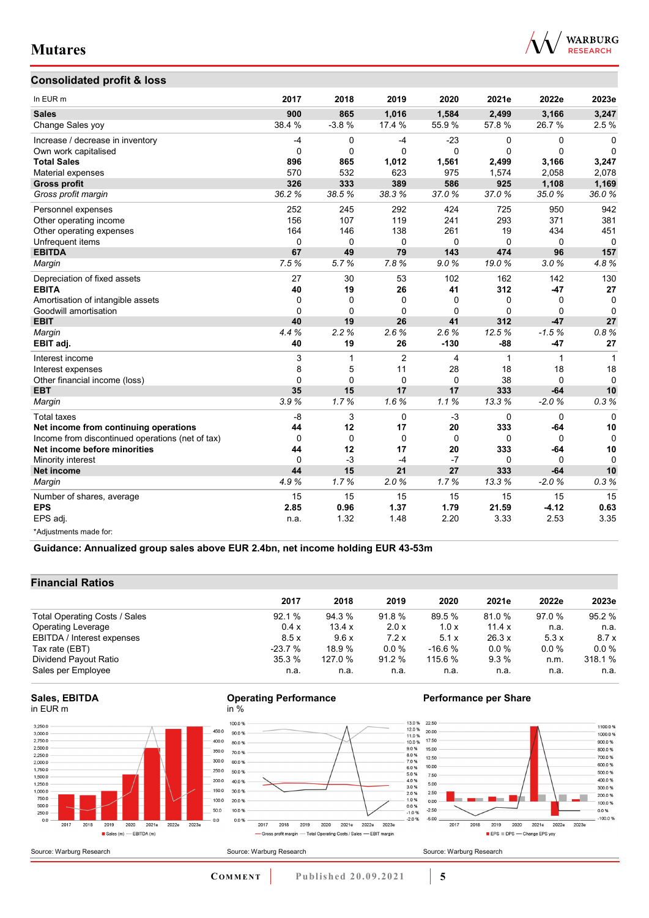## Consolidated profit & loss

| In EUR m | 2017 | 2018 | 2019 | 2020 | 2021e | 2022e | 2023e |
|---|---|---|---|---|---|---|---|
| **Sales** | **900** | **865** | **1,016** | **1,584** | **2,499** | **3,166** | **3,247** |
| Change Sales yoy | 38.4 % | -3.8 % | 17.4 % | 55.9 % | 57.8 % | 26.7 % | 2.5 % |
| Increase / decrease in inventory | -4 | 0 | -4 | -23 | 0 | 0 | 0 |
| Own work capitalised | 0 | 0 | 0 | 0 | 0 | 0 | 0 |
| **Total Sales** | **896** | **865** | **1,012** | **1,561** | **2,499** | **3,166** | **3,247** |
| Material expenses | 570 | 532 | 623 | 975 | 1,574 | 2,058 | 2,078 |
| **Gross profit** | **326** | **333** | **389** | **586** | **925** | **1,108** | **1,169** |
| *Gross profit margin* | *36.2 %* | *38.5 %* | *38.3 %* | *37.0 %* | *37.0 %* | *35.0 %* | *36.0 %* |
| Personnel expenses | 252 | 245 | 292 | 424 | 725 | 950 | 942 |
| Other operating income | 156 | 107 | 119 | 241 | 293 | 371 | 381 |
| Other operating expenses | 164 | 146 | 138 | 261 | 19 | 434 | 451 |
| Unfrequent items | 0 | 0 | 0 | 0 | 0 | 0 | 0 |
| **EBITDA** | **67** | **49** | **79** | **143** | **474** | **96** | **157** |
| *Margin* | *7.5 %* | *5.7 %* | *7.8 %* | *9.0 %* | *19.0 %* | *3.0 %* | *4.8 %* |
| Depreciation of fixed assets | 27 | 30 | 53 | 102 | 162 | 142 | 130 |
| **EBITA** | **40** | **19** | **26** | **41** | **312** | **-47** | **27** |
| Amortisation of intangible assets | 0 | 0 | 0 | 0 | 0 | 0 | 0 |
| Goodwill amortisation | 0 | 0 | 0 | 0 | 0 | 0 | 0 |
| **EBIT** | **40** | **19** | **26** | **41** | **312** | **-47** | **27** |
| *Margin* | *4.4 %* | *2.2 %* | *2.6 %* | *2.6 %* | *12.5 %* | *-1.5 %* | *0.8 %* |
| **EBIT adj.** | **40** | **19** | **26** | **-130** | **-88** | **-47** | **27** |
| Interest income | 3 | 1 | 2 | 4 | 1 | 1 | 1 |
| Interest expenses | 8 | 5 | 11 | 28 | 18 | 18 | 18 |
| Other financial income (loss) | 0 | 0 | 0 | 0 | 38 | 0 | 0 |
| **EBT** | **35** | **15** | **17** | **17** | **333** | **-64** | **10** |
| *Margin* | *3.9 %* | *1.7 %* | *1.6 %* | *1.1 %* | *13.3 %* | *-2.0 %* | *0.3 %* |
| Total taxes | -8 | 3 | 0 | -3 | 0 | 0 | 0 |
| **Net income from continuing operations** | **44** | **12** | **17** | **20** | **333** | **-64** | **10** |
| Income from discontinued operations (net of tax) | 0 | 0 | 0 | 0 | 0 | 0 | 0 |
| **Net income before minorities** | **44** | **12** | **17** | **20** | **333** | **-64** | **10** |
| Minority interest | 0 | -3 | -4 | -7 | 0 | 0 | 0 |
| **Net income** | **44** | **15** | **21** | **27** | **333** | **-64** | **10** |
| *Margin* | *4.9 %* | *1.7 %* | *2.0 %* | *1.7 %* | *13.3 %* | *-2.0 %* | *0.3 %* |
| Number of shares, average | 15 | 15 | 15 | 15 | 15 | 15 | 15 |
| **EPS** | **2.85** | **0.96** | **1.37** | **1.79** | **21.59** | **-4.12** | **0.63** |
| EPS adj. | n.a. | 1.32 | 1.48 | 2.20 | 3.33 | 2.53 | 3.35 |

*Adjustments made for:

**Guidance: Annualized group sales above EUR 2.4bn, net income holding EUR 43-53m**

## Financial Ratios

| | 2017 | 2018 | 2019 | 2020 | 2021e | 2022e | 2023e |
|---|---|---|---|---|---|---|---|
| Total Operating Costs / Sales | 92.1 % | 94.3 % | 91.8 % | 89.5 % | 81.0 % | 97.0 % | 95.2 % |
| Operating Leverage | 0.4 x | 13.4 x | 2.0 x | 1.0 x | 11.4 x | n.a. | n.a. |
| EBITDA / Interest expenses | 8.5 x | 9.6 x | 7.2 x | 5.1 x | 26.3 x | 5.3 x | 8.7 x |
| Tax rate (EBT) | -23.7 % | 18.9 % | 0.0 % | -16.6 % | 0.0 % | 0.0 % | 0.0 % |
| Dividend Payout Ratio | 35.3 % | 127.0 % | 91.2 % | 115.6 % | 9.3 % | n.m. | 318.1 % |
| Sales per Employee | n.a. | n.a. | n.a. | n.a. | n.a. | n.a. | n.a. |

**Sales, EBITDA**
in EUR m

Source: Warburg Research

**Operating Performance**
in %

Source: Warburg Research

**Performance per Share**

Source: Warburg Research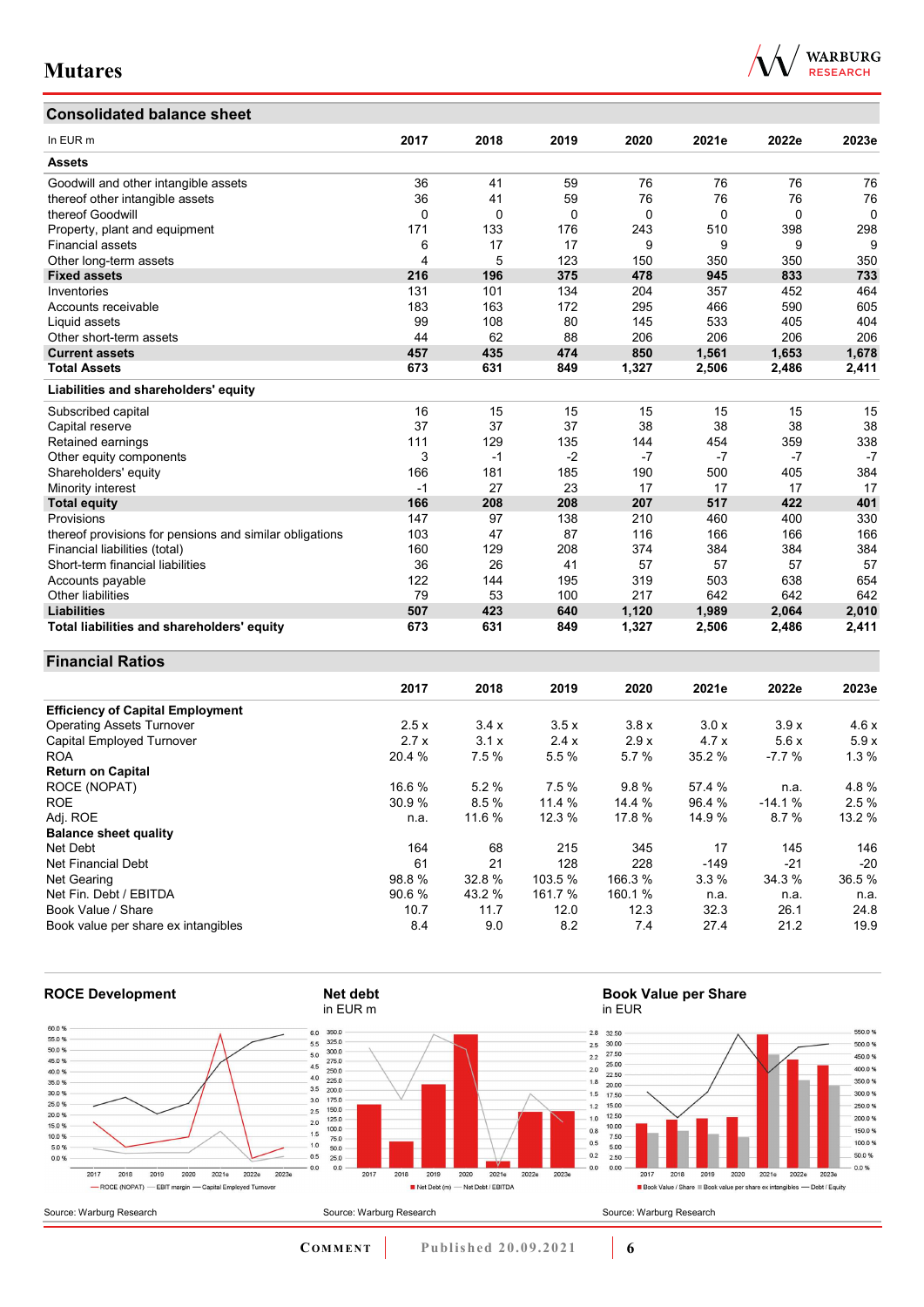## Consolidated balance sheet

| In EUR m | 2017 | 2018 | 2019 | 2020 | 2021e | 2022e | 2023e |
|---|---|---|---|---|---|---|---|
| **Assets** | | | | | | | |
| Goodwill and other intangible assets | 36 | 41 | 59 | 76 | 76 | 76 | 76 |
| thereof other intangible assets | 36 | 41 | 59 | 76 | 76 | 76 | 76 |
| thereof Goodwill | 0 | 0 | 0 | 0 | 0 | 0 | 0 |
| Property, plant and equipment | 171 | 133 | 176 | 243 | 510 | 398 | 298 |
| Financial assets | 6 | 17 | 17 | 9 | 9 | 9 | 9 |
| Other long-term assets | 4 | 5 | 123 | 150 | 350 | 350 | 350 |
| **Fixed assets** | **216** | **196** | **375** | **478** | **945** | **833** | **733** |
| Inventories | 131 | 101 | 134 | 204 | 357 | 452 | 464 |
| Accounts receivable | 183 | 163 | 172 | 295 | 466 | 590 | 605 |
| Liquid assets | 99 | 108 | 80 | 145 | 533 | 405 | 404 |
| Other short-term assets | 44 | 62 | 88 | 206 | 206 | 206 | 206 |
| **Current assets** | **457** | **435** | **474** | **850** | **1,561** | **1,653** | **1,678** |
| **Total Assets** | **673** | **631** | **849** | **1,327** | **2,506** | **2,486** | **2,411** |
| **Liabilities and shareholders' equity** | | | | | | | |
| Subscribed capital | 16 | 15 | 15 | 15 | 15 | 15 | 15 |
| Capital reserve | 37 | 37 | 37 | 38 | 38 | 38 | 38 |
| Retained earnings | 111 | 129 | 135 | 144 | 454 | 359 | 338 |
| Other equity components | 3 | -1 | -2 | -7 | -7 | -7 | -7 |
| Shareholders' equity | 166 | 181 | 185 | 190 | 500 | 405 | 384 |
| Minority interest | -1 | 27 | 23 | 17 | 17 | 17 | 17 |
| **Total equity** | **166** | **208** | **208** | **207** | **517** | **422** | **401** |
| Provisions | 147 | 97 | 138 | 210 | 460 | 400 | 330 |
| thereof provisions for pensions and similar obligations | 103 | 47 | 87 | 116 | 166 | 166 | 166 |
| Financial liabilities (total) | 160 | 129 | 208 | 374 | 384 | 384 | 384 |
| Short-term financial liabilities | 36 | 26 | 41 | 57 | 57 | 57 | 57 |
| Accounts payable | 122 | 144 | 195 | 319 | 503 | 638 | 654 |
| Other liabilities | 79 | 53 | 100 | 217 | 642 | 642 | 642 |
| **Liabilities** | **507** | **423** | **640** | **1,120** | **1,989** | **2,064** | **2,010** |
| **Total liabilities and shareholders' equity** | **673** | **631** | **849** | **1,327** | **2,506** | **2,486** | **2,411** |

## Financial Ratios

| | 2017 | 2018 | 2019 | 2020 | 2021e | 2022e | 2023e |
|---|---|---|---|---|---|---|---|
| **Efficiency of Capital Employment** | | | | | | | |
| Operating Assets Turnover | 2.5 x | 3.4 x | 3.5 x | 3.8 x | 3.0 x | 3.9 x | 4.6 x |
| Capital Employed Turnover | 2.7 x | 3.1 x | 2.4 x | 2.9 x | 4.7 x | 5.6 x | 5.9 x |
| ROA | 20.4 % | 7.5 % | 5.5 % | 5.7 % | 35.2 % | -7.7 % | 1.3 % |
| **Return on Capital** | | | | | | | |
| ROCE (NOPAT) | 16.6 % | 5.2 % | 7.5 % | 9.8 % | 57.4 % | n.a. | 4.8 % |
| ROE | 30.9 % | 8.5 % | 11.4 % | 14.4 % | 96.4 % | -14.1 % | 2.5 % |
| Adj. ROE | n.a. | 11.6 % | 12.3 % | 17.8 % | 14.9 % | 8.7 % | 13.2 % |
| **Balance sheet quality** | | | | | | | |
| Net Debt | 164 | 68 | 215 | 345 | 17 | 145 | 146 |
| Net Financial Debt | 61 | 21 | 128 | 228 | -149 | -21 | -20 |
| Net Gearing | 98.8 % | 32.8 % | 103.5 % | 166.3 % | 3.3 % | 34.3 % | 36.5 % |
| Net Fin. Debt / EBITDA | 90.6 % | 43.2 % | 161.7 % | 160.1 % | n.a. | n.a. | n.a. |
| Book Value / Share | 10.7 | 11.7 | 12.0 | 12.3 | 32.3 | 26.1 | 24.8 |
| Book value per share ex intangibles | 8.4 | 9.0 | 8.2 | 7.4 | 27.4 | 21.2 | 19.9 |

**ROCE Development**

Source: Warburg Research

**Net debt**
in EUR m

Source: Warburg Research

**Book Value per Share**
in EUR

Source: Warburg Research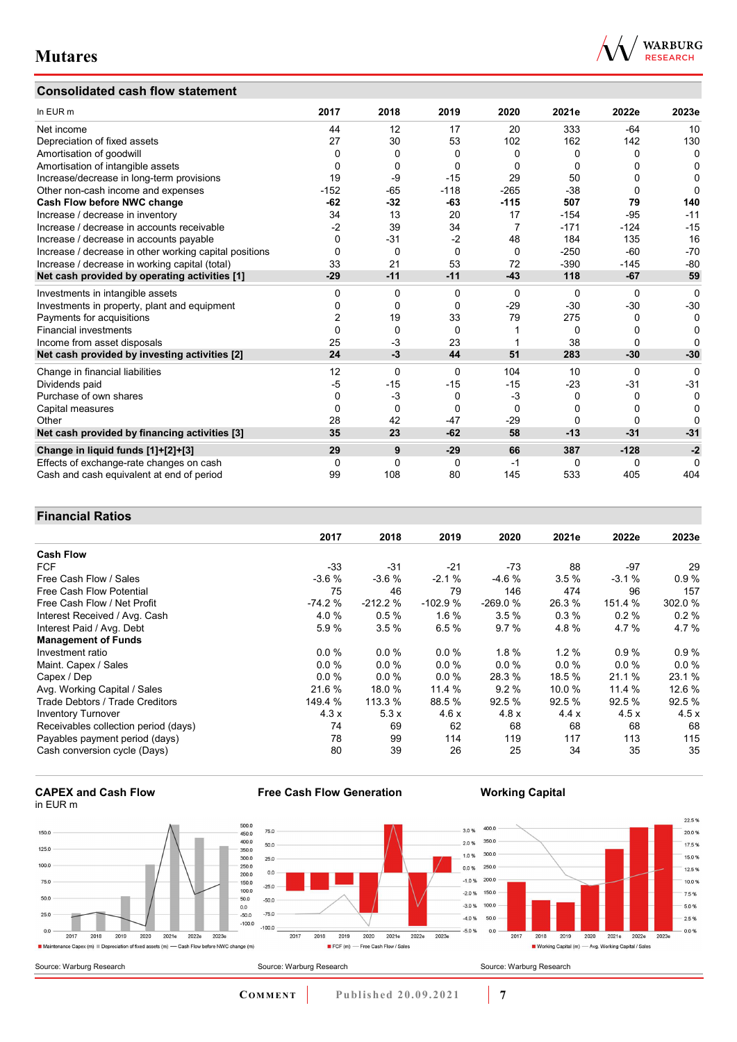## Consolidated cash flow statement

| In EUR m | 2017 | 2018 | 2019 | 2020 | 2021e | 2022e | 2023e |
|---|---|---|---|---|---|---|---|
| Net income | 44 | 12 | 17 | 20 | 333 | -64 | 10 |
| Depreciation of fixed assets | 27 | 30 | 53 | 102 | 162 | 142 | 130 |
| Amortisation of goodwill | 0 | 0 | 0 | 0 | 0 | 0 | 0 |
| Amortisation of intangible assets | 0 | 0 | 0 | 0 | 0 | 0 | 0 |
| Increase/decrease in long-term provisions | 19 | -9 | -15 | 29 | 50 | 0 | 0 |
| Other non-cash income and expenses | -152 | -65 | -118 | -265 | -38 | 0 | 0 |
| **Cash Flow before NWC change** | **-62** | **-32** | **-63** | **-115** | **507** | **79** | **140** |
| Increase / decrease in inventory | 34 | 13 | 20 | 17 | -154 | -95 | -11 |
| Increase / decrease in accounts receivable | -2 | 39 | 34 | 7 | -171 | -124 | -15 |
| Increase / decrease in accounts payable | 0 | -31 | -2 | 48 | 184 | 135 | 16 |
| Increase / decrease in other working capital positions | 0 | 0 | 0 | 0 | -250 | -60 | -70 |
| Increase / decrease in working capital (total) | 33 | 21 | 53 | 72 | -390 | -145 | -80 |
| **Net cash provided by operating activities [1]** | **-29** | **-11** | **-11** | **-43** | **118** | **-67** | **59** |
| Investments in intangible assets | 0 | 0 | 0 | 0 | 0 | 0 | 0 |
| Investments in property, plant and equipment | 0 | 0 | 0 | -29 | -30 | -30 | -30 |
| Payments for acquisitions | 2 | 19 | 33 | 79 | 275 | 0 | 0 |
| Financial investments | 0 | 0 | 0 | 1 | 0 | 0 | 0 |
| Income from asset disposals | 25 | -3 | 23 | 1 | 38 | 0 | 0 |
| **Net cash provided by investing activities [2]** | **24** | **-3** | **44** | **51** | **283** | **-30** | **-30** |
| Change in financial liabilities | 12 | 0 | 0 | 104 | 10 | 0 | 0 |
| Dividends paid | -5 | -15 | -15 | -15 | -23 | -31 | -31 |
| Purchase of own shares | 0 | -3 | 0 | -3 | 0 | 0 | 0 |
| Capital measures | 0 | 0 | 0 | 0 | 0 | 0 | 0 |
| Other | 28 | 42 | -47 | -29 | 0 | 0 | 0 |
| **Net cash provided by financing activities [3]** | **35** | **23** | **-62** | **58** | **-13** | **-31** | **-31** |
| **Change in liquid funds [1]+[2]+[3]** | **29** | **9** | **-29** | **66** | **387** | **-128** | **-2** |
| Effects of exchange-rate changes on cash | 0 | 0 | 0 | -1 | 0 | 0 | 0 |
| Cash and cash equivalent at end of period | 99 | 108 | 80 | 145 | 533 | 405 | 404 |

## Financial Ratios

| | 2017 | 2018 | 2019 | 2020 | 2021e | 2022e | 2023e |
|---|---|---|---|---|---|---|---|
| **Cash Flow** | | | | | | | |
| FCF | -33 | -31 | -21 | -73 | 88 | -97 | 29 |
| Free Cash Flow / Sales | -3.6 % | -3.6 % | -2.1 % | -4.6 % | 3.5 % | -3.1 % | 0.9 % |
| Free Cash Flow Potential | 75 | 46 | 79 | 146 | 474 | 96 | 157 |
| Free Cash Flow / Net Profit | -74.2 % | -212.2 % | -102.9 % | -269.0 % | 26.3 % | 151.4 % | 302.0 % |
| Interest Received / Avg. Cash | 4.0 % | 0.5 % | 1.6 % | 3.5 % | 0.3 % | 0.2 % | 0.2 % |
| Interest Paid / Avg. Debt | 5.9 % | 3.5 % | 6.5 % | 9.7 % | 4.8 % | 4.7 % | 4.7 % |
| **Management of Funds** | | | | | | | |
| Investment ratio | 0.0 % | 0.0 % | 0.0 % | 1.8 % | 1.2 % | 0.9 % | 0.9 % |
| Maint. Capex / Sales | 0.0 % | 0.0 % | 0.0 % | 0.0 % | 0.0 % | 0.0 % | 0.0 % |
| Capex / Dep | 0.0 % | 0.0 % | 0.0 % | 28.3 % | 18.5 % | 21.1 % | 23.1 % |
| Avg. Working Capital / Sales | 21.6 % | 18.0 % | 11.4 % | 9.2 % | 10.0 % | 11.4 % | 12.6 % |
| Trade Debtors / Trade Creditors | 149.4 % | 113.3 % | 88.5 % | 92.5 % | 92.5 % | 92.5 % | 92.5 % |
| Inventory Turnover | 4.3 x | 5.3 x | 4.6 x | 4.8 x | 4.4 x | 4.5 x | 4.5 x |
| Receivables collection period (days) | 74 | 69 | 62 | 68 | 68 | 68 | 68 |
| Payables payment period (days) | 78 | 99 | 114 | 119 | 117 | 113 | 115 |
| Cash conversion cycle (Days) | 80 | 39 | 26 | 25 | 34 | 35 | 35 |

**CAPEX and Cash Flow**
in EUR m

Source: Warburg Research

**Free Cash Flow Generation**

Source: Warburg Research

**Working Capital**

Source: Warburg Research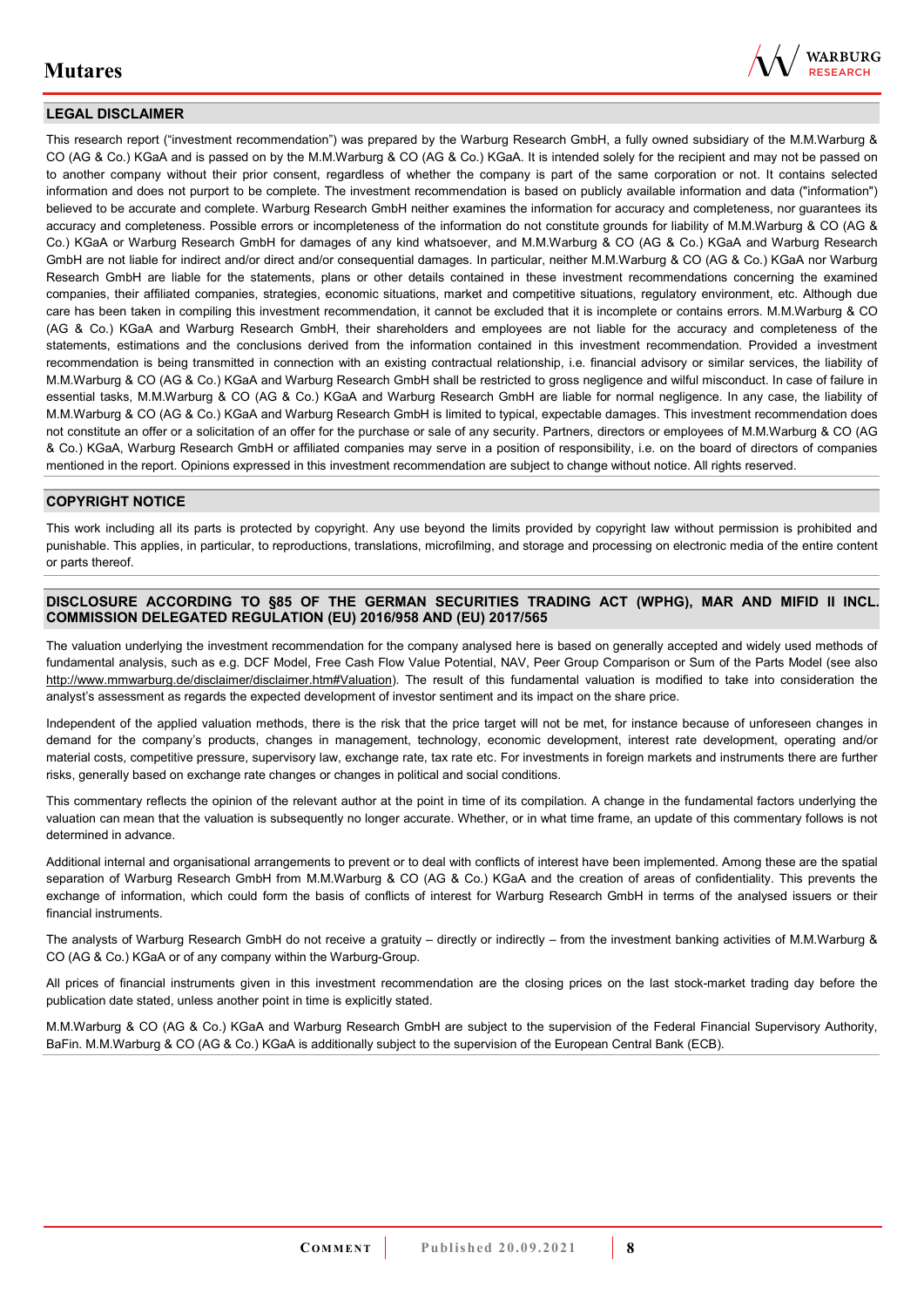## LEGAL DISCLAIMER

This research report ("investment recommendation") was prepared by the Warburg Research GmbH, a fully owned subsidiary of the M.M.Warburg & CO (AG & Co.) KGaA and is passed on by the M.M.Warburg & CO (AG & Co.) KGaA. It is intended solely for the recipient and may not be passed on to another company without their prior consent, regardless of whether the company is part of the same corporation or not. It contains selected information and does not purport to be complete. The investment recommendation is based on publicly available information and data ("information") believed to be accurate and complete. Warburg Research GmbH neither examines the information for accuracy and completeness, nor guarantees its accuracy and completeness. Possible errors or incompleteness of the information do not constitute grounds for liability of M.M.Warburg & CO (AG & Co.) KGaA or Warburg Research GmbH for damages of any kind whatsoever, and M.M.Warburg & CO (AG & Co.) KGaA and Warburg Research GmbH are not liable for indirect and/or direct and/or consequential damages. In particular, neither M.M.Warburg & CO (AG & Co.) KGaA nor Warburg Research GmbH are liable for the statements, plans or other details contained in these investment recommendations concerning the examined companies, their affiliated companies, strategies, economic situations, market and competitive situations, regulatory environment, etc. Although due care has been taken in compiling this investment recommendation, it cannot be excluded that it is incomplete or contains errors. M.M.Warburg & CO (AG & Co.) KGaA and Warburg Research GmbH, their shareholders and employees are not liable for the accuracy and completeness of the statements, estimations and the conclusions derived from the information contained in this investment recommendation. Provided a investment recommendation is being transmitted in connection with an existing contractual relationship, i.e. financial advisory or similar services, the liability of M.M.Warburg & CO (AG & Co.) KGaA and Warburg Research GmbH shall be restricted to gross negligence and wilful misconduct. In case of failure in essential tasks, M.M.Warburg & CO (AG & Co.) KGaA and Warburg Research GmbH are liable for normal negligence. In any case, the liability of M.M.Warburg & CO (AG & Co.) KGaA and Warburg Research GmbH is limited to typical, expectable damages. This investment recommendation does not constitute an offer or a solicitation of an offer for the purchase or sale of any security. Partners, directors or employees of M.M.Warburg & CO (AG & Co.) KGaA, Warburg Research GmbH or affiliated companies may serve in a position of responsibility, i.e. on the board of directors of companies mentioned in the report. Opinions expressed in this investment recommendation are subject to change without notice. All rights reserved.

## COPYRIGHT NOTICE

This work including all its parts is protected by copyright. Any use beyond the limits provided by copyright law without permission is prohibited and punishable. This applies, in particular, to reproductions, translations, microfilming, and storage and processing on electronic media of the entire content or parts thereof.

## DISCLOSURE ACCORDING TO §85 OF THE GERMAN SECURITIES TRADING ACT (WPHG), MAR AND MIFID II INCL. COMMISSION DELEGATED REGULATION (EU) 2016/958 AND (EU) 2017/565

The valuation underlying the investment recommendation for the company analysed here is based on generally accepted and widely used methods of fundamental analysis, such as e.g. DCF Model, Free Cash Flow Value Potential, NAV, Peer Group Comparison or Sum of the Parts Model (see also http://www.mmwarburg.de/disclaimer/disclaimer.htm#Valuation). The result of this fundamental valuation is modified to take into consideration the analyst's assessment as regards the expected development of investor sentiment and its impact on the share price.

Independent of the applied valuation methods, there is the risk that the price target will not be met, for instance because of unforeseen changes in demand for the company's products, changes in management, technology, economic development, interest rate development, operating and/or material costs, competitive pressure, supervisory law, exchange rate, tax rate etc. For investments in foreign markets and instruments there are further risks, generally based on exchange rate changes or changes in political and social conditions.

This commentary reflects the opinion of the relevant author at the point in time of its compilation. A change in the fundamental factors underlying the valuation can mean that the valuation is subsequently no longer accurate. Whether, or in what time frame, an update of this commentary follows is not determined in advance.

Additional internal and organisational arrangements to prevent or to deal with conflicts of interest have been implemented. Among these are the spatial separation of Warburg Research GmbH from M.M.Warburg & CO (AG & Co.) KGaA and the creation of areas of confidentiality. This prevents the exchange of information, which could form the basis of conflicts of interest for Warburg Research GmbH in terms of the analysed issuers or their financial instruments.

The analysts of Warburg Research GmbH do not receive a gratuity – directly or indirectly – from the investment banking activities of M.M.Warburg & CO (AG & Co.) KGaA or of any company within the Warburg-Group.

All prices of financial instruments given in this investment recommendation are the closing prices on the last stock-market trading day before the publication date stated, unless another point in time is explicitly stated.

M.M.Warburg & CO (AG & Co.) KGaA and Warburg Research GmbH are subject to the supervision of the Federal Financial Supervisory Authority, BaFin. M.M.Warburg & CO (AG & Co.) KGaA is additionally subject to the supervision of the European Central Bank (ECB).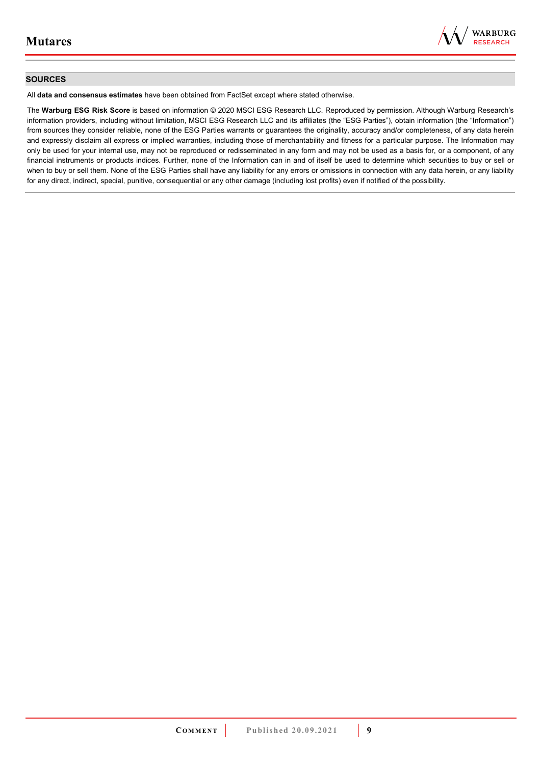## SOURCES

All **data and consensus estimates** have been obtained from FactSet except where stated otherwise.

The **Warburg ESG Risk Score** is based on information © 2020 MSCI ESG Research LLC. Reproduced by permission. Although Warburg Research's information providers, including without limitation, MSCI ESG Research LLC and its affiliates (the "ESG Parties"), obtain information (the "Information") from sources they consider reliable, none of the ESG Parties warrants or guarantees the originality, accuracy and/or completeness, of any data herein and expressly disclaim all express or implied warranties, including those of merchantability and fitness for a particular purpose. The Information may only be used for your internal use, may not be reproduced or redisseminated in any form and may not be used as a basis for, or a component, of any financial instruments or products indices. Further, none of the Information can in and of itself be used to determine which securities to buy or sell or when to buy or sell them. None of the ESG Parties shall have any liability for any errors or omissions in connection with any data herein, or any liability for any direct, indirect, special, punitive, consequential or any other damage (including lost profits) even if notified of the possibility.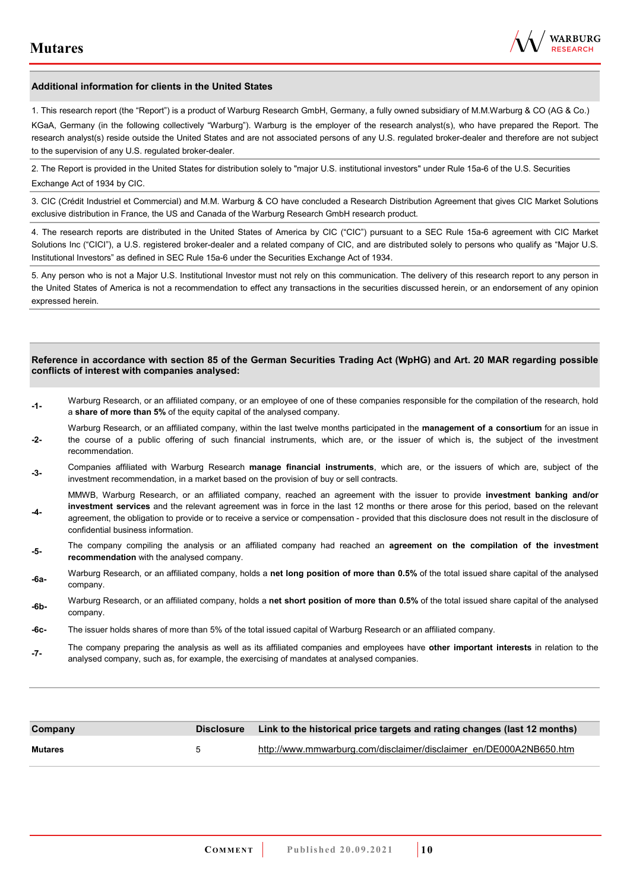## Additional information for clients in the United States

1. This research report (the "Report") is a product of Warburg Research GmbH, Germany, a fully owned subsidiary of M.M.Warburg & CO (AG & Co.) KGaA, Germany (in the following collectively "Warburg"). Warburg is the employer of the research analyst(s), who have prepared the Report. The research analyst(s) reside outside the United States and are not associated persons of any U.S. regulated broker-dealer and therefore are not subject to the supervision of any U.S. regulated broker-dealer.

2. The Report is provided in the United States for distribution solely to "major U.S. institutional investors" under Rule 15a-6 of the U.S. Securities Exchange Act of 1934 by CIC.

3. CIC (Crédit Industriel et Commercial) and M.M. Warburg & CO have concluded a Research Distribution Agreement that gives CIC Market Solutions exclusive distribution in France, the US and Canada of the Warburg Research GmbH research product.

4. The research reports are distributed in the United States of America by CIC ("CIC") pursuant to a SEC Rule 15a-6 agreement with CIC Market Solutions Inc ("CICI"), a U.S. registered broker-dealer and a related company of CIC, and are distributed solely to persons who qualify as "Major U.S. Institutional Investors" as defined in SEC Rule 15a-6 under the Securities Exchange Act of 1934.

5. Any person who is not a Major U.S. Institutional Investor must not rely on this communication. The delivery of this research report to any person in the United States of America is not a recommendation to effect any transactions in the securities discussed herein, or an endorsement of any opinion expressed herein.

## Reference in accordance with section 85 of the German Securities Trading Act (WpHG) and Art. 20 MAR regarding possible conflicts of interest with companies analysed:

- **-1-** Warburg Research, or an affiliated company, or an employee of one of these companies responsible for the compilation of the research, hold a **share of more than 5%** of the equity capital of the analysed company.
- **-2-** Warburg Research, or an affiliated company, within the last twelve months participated in the **management of a consortium** for an issue in the course of a public offering of such financial instruments, which are, or the issuer of which is, the subject of the investment recommendation.
- **-3-** Companies affiliated with Warburg Research **manage financial instruments**, which are, or the issuers of which are, subject of the investment recommendation, in a market based on the provision of buy or sell contracts.
- **-4-** MMWB, Warburg Research, or an affiliated company, reached an agreement with the issuer to provide **investment banking and/or investment services** and the relevant agreement was in force in the last 12 months or there arose for this period, based on the relevant agreement, the obligation to provide or to receive a service or compensation - provided that this disclosure does not result in the disclosure of confidential business information.
- **-5-** The company compiling the analysis or an affiliated company had reached an **agreement on the compilation of the investment recommendation** with the analysed company.
- **-6a-** Warburg Research, or an affiliated company, holds a **net long position of more than 0.5%** of the total issued share capital of the analysed company.
- **-6b-** Warburg Research, or an affiliated company, holds a **net short position of more than 0.5%** of the total issued share capital of the analysed company.
- **-6c-** The issuer holds shares of more than 5% of the total issued capital of Warburg Research or an affiliated company.
- **-7-** The company preparing the analysis as well as its affiliated companies and employees have **other important interests** in relation to the analysed company, such as, for example, the exercising of mandates at analysed companies.

| Company | Disclosure | Link to the historical price targets and rating changes (last 12 months) |
|---|---|---|
| **Mutares** | 5 | http://www.mmwarburg.com/disclaimer/disclaimer_en/DE000A2NB650.htm |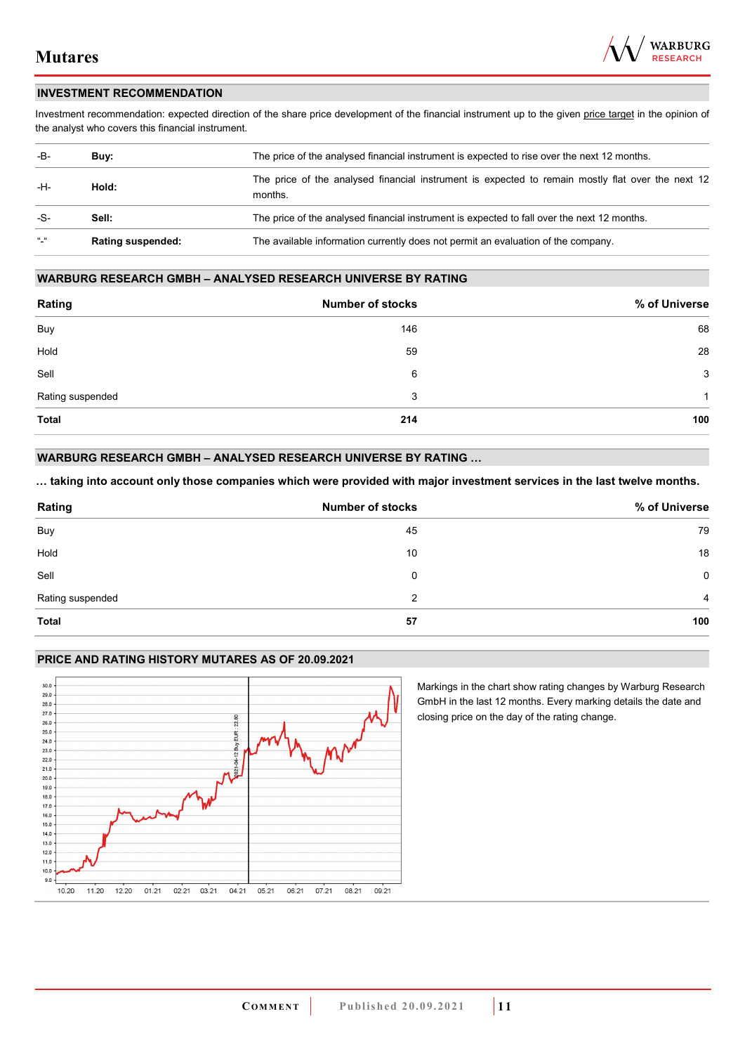## INVESTMENT RECOMMENDATION

Investment recommendation: expected direction of the share price development of the financial instrument up to the given price target in the opinion of the analyst who covers this financial instrument.

| | | |
|---|---|---|
| -B- | **Buy:** | The price of the analysed financial instrument is expected to rise over the next 12 months. |
| -H- | **Hold:** | The price of the analysed financial instrument is expected to remain mostly flat over the next 12 months. |
| -S- | **Sell:** | The price of the analysed financial instrument is expected to fall over the next 12 months. |
| "-" | **Rating suspended:** | The available information currently does not permit an evaluation of the company. |

## WARBURG RESEARCH GMBH – ANALYSED RESEARCH UNIVERSE BY RATING

| Rating | Number of stocks | % of Universe |
|---|---|---|
| Buy | 146 | 68 |
| Hold | 59 | 28 |
| Sell | 6 | 3 |
| Rating suspended | 3 | 1 |
| **Total** | **214** | **100** |

## WARBURG RESEARCH GMBH – ANALYSED RESEARCH UNIVERSE BY RATING …

**… taking into account only those companies which were provided with major investment services in the last twelve months.**

| Rating | Number of stocks | % of Universe |
|---|---|---|
| Buy | 45 | 79 |
| Hold | 10 | 18 |
| Sell | 0 | 0 |
| Rating suspended | 2 | 4 |
| **Total** | **57** | **100** |

## PRICE AND RATING HISTORY MUTARES AS OF 20.09.2021

Markings in the chart show rating changes by Warburg Research GmbH in the last 12 months. Every marking details the date and closing price on the day of the rating change.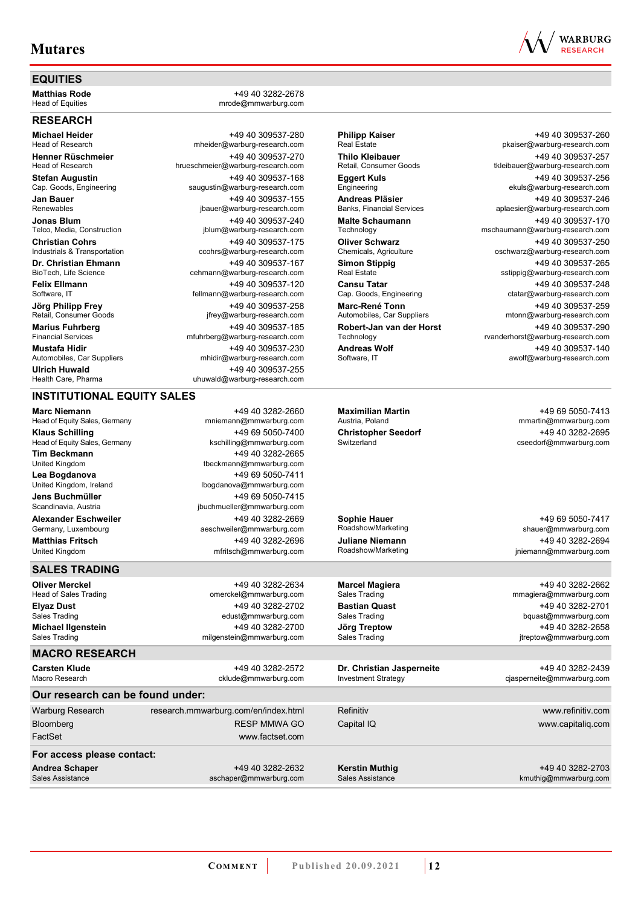## EQUITIES

| | |
|---|---|
| **Matthias Rode**<br>Head of Equities | +49 40 3282-2678<br>mrode@mmwarburg.com |

## RESEARCH

| | | | |
|---|---|---|---|
| **Michael Heider**<br>Head of Research | +49 40 309537-280<br>mheider@warburg-research.com | **Philipp Kaiser**<br>Real Estate | +49 40 309537-260<br>pkaiser@warburg-research.com |
| **Henner Rüschmeier**<br>Head of Research | +49 40 309537-270<br>hrueschmeier@warburg-research.com | **Thilo Kleibauer**<br>Retail, Consumer Goods | +49 40 309537-257<br>tkleibauer@warburg-research.com |
| **Stefan Augustin**<br>Cap. Goods, Engineering | +49 40 309537-168<br>saugustin@warburg-research.com | **Eggert Kuls**<br>Engineering | +49 40 309537-256<br>ekuls@warburg-research.com |
| **Jan Bauer**<br>Renewables | +49 40 309537-155<br>jbauer@warburg-research.com | **Andreas Pläsier**<br>Banks, Financial Services | +49 40 309537-246<br>aplaesier@warburg-research.com |
| **Jonas Blum**<br>Telco, Media, Construction | +49 40 309537-240<br>jblum@warburg-research.com | **Malte Schaumann**<br>Technology | +49 40 309537-170<br>mschaumann@warburg-research.com |
| **Christian Cohrs**<br>Industrials & Transportation | +49 40 309537-175<br>ccohrs@warburg-research.com | **Oliver Schwarz**<br>Chemicals, Agriculture | +49 40 309537-250<br>oschwarz@warburg-research.com |
| **Dr. Christian Ehmann**<br>BioTech, Life Science | +49 40 309537-167<br>cehmann@warburg-research.com | **Simon Stippig**<br>Real Estate | +49 40 309537-265<br>sstippig@warburg-research.com |
| **Felix Ellmann**<br>Software, IT | +49 40 309537-120<br>fellmann@warburg-research.com | **Cansu Tatar**<br>Cap. Goods, Engineering | +49 40 309537-248<br>ctatar@warburg-research.com |
| **Jörg Philipp Frey**<br>Retail, Consumer Goods | +49 40 309537-258<br>jfrey@warburg-research.com | **Marc-René Tonn**<br>Automobiles, Car Suppliers | +49 40 309537-259<br>mtonn@warburg-research.com |
| **Marius Fuhrberg**<br>Financial Services | +49 40 309537-185<br>mfuhrberg@warburg-research.com | **Robert-Jan van der Horst**<br>Technology | +49 40 309537-290<br>rvanderhorst@warburg-research.com |
| **Mustafa Hidir**<br>Automobiles, Car Suppliers | +49 40 309537-230<br>mhidir@warburg-research.com | **Andreas Wolf**<br>Software, IT | +49 40 309537-140<br>awolf@warburg-research.com |
| **Ulrich Huwald**<br>Health Care, Pharma | +49 40 309537-255<br>uhuwald@warburg-research.com | | |

## INSTITUTIONAL EQUITY SALES

| | | | |
|---|---|---|---|
| **Marc Niemann**<br>Head of Equity Sales, Germany | +49 40 3282-2660<br>mniemann@mmwarburg.com | **Maximilian Martin**<br>Austria, Poland | +49 69 5050-7413<br>mmartin@mmwarburg.com |
| **Klaus Schilling**<br>Head of Equity Sales, Germany | +49 69 5050-7400<br>kschilling@mmwarburg.com | **Christopher Seedorf**<br>Switzerland | +49 40 3282-2695<br>cseedorf@mmwarburg.com |
| **Tim Beckmann**<br>United Kingdom | +49 40 3282-2665<br>tbeckmann@mmwarburg.com | | |
| **Lea Bogdanova**<br>United Kingdom, Ireland | +49 69 5050-7411<br>lbogdanova@mmwarburg.com | | |
| **Jens Buchmüller**<br>Scandinavia, Austria | +49 69 5050-7415<br>jbuchmueller@mmwarburg.com | | |
| **Alexander Eschweiler**<br>Germany, Luxembourg | +49 40 3282-2669<br>aeschweiler@mmwarburg.com | **Sophie Hauer**<br>Roadshow/Marketing | +49 69 5050-7417<br>shauer@mmwarburg.com |
| **Matthias Fritsch**<br>United Kingdom | +49 40 3282-2696<br>mfritsch@mmwarburg.com | **Juliane Niemann**<br>Roadshow/Marketing | +49 40 3282-2694<br>jniemann@mmwarburg.com |

## SALES TRADING

| | | | |
|---|---|---|---|
| **Oliver Merckel**<br>Head of Sales Trading | +49 40 3282-2634<br>omerckel@mmwarburg.com | **Marcel Magiera**<br>Sales Trading | +49 40 3282-2662<br>mmagiera@mmwarburg.com |
| **Elyaz Dust**<br>Sales Trading | +49 40 3282-2702<br>edust@mmwarburg.com | **Bastian Quast**<br>Sales Trading | +49 40 3282-2701<br>bquast@mmwarburg.com |
| **Michael Ilgenstein**<br>Sales Trading | +49 40 3282-2700<br>milgenstein@mmwarburg.com | **Jörg Treptow**<br>Sales Trading | +49 40 3282-2658<br>jtreptow@mmwarburg.com |

## MACRO RESEARCH

| | | | |
|---|---|---|---|
| **Carsten Klude**<br>Macro Research | +49 40 3282-2572<br>cklude@mmwarburg.com | **Dr. Christian Jasperneite**<br>Investment Strategy | +49 40 3282-2439<br>cjasperneite@mmwarburg.com |

## Our research can be found under:

| | | | |
|---|---|---|---|
| Warburg Research | research.mmwarburg.com/en/index.html | Refinitiv | www.refinitiv.com |
| Bloomberg | RESP MMWA GO | Capital IQ | www.capitaliq.com |
| FactSet | www.factset.com | | |

## For access please contact:

| | | | |
|---|---|---|---|
| **Andrea Schaper**<br>Sales Assistance | +49 40 3282-2632<br>aschaper@mmwarburg.com | **Kerstin Muthig**<br>Sales Assistance | +49 40 3282-2703<br>kmuthig@mmwarburg.com |